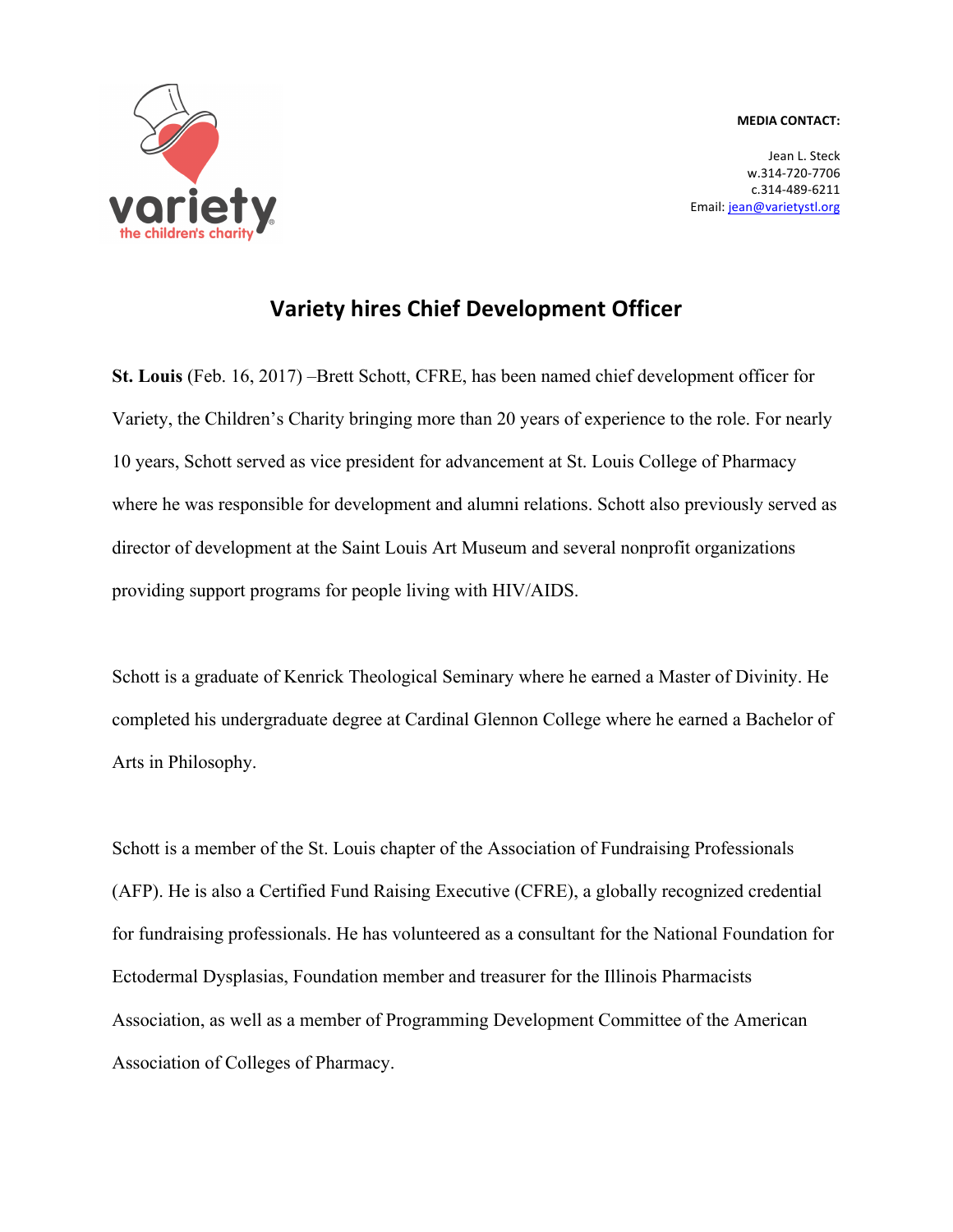variety
the children's charity

**MEDIA CONTACT:**

Jean L. Steck
w.314-720-7706
c.314-489-6211
Email: jean@varietystl.org

# Variety hires Chief Development Officer

**St. Louis** (Feb. 16, 2017) –Brett Schott, CFRE, has been named chief development officer for Variety, the Children's Charity bringing more than 20 years of experience to the role. For nearly 10 years, Schott served as vice president for advancement at St. Louis College of Pharmacy where he was responsible for development and alumni relations. Schott also previously served as director of development at the Saint Louis Art Museum and several nonprofit organizations providing support programs for people living with HIV/AIDS.

Schott is a graduate of Kenrick Theological Seminary where he earned a Master of Divinity. He completed his undergraduate degree at Cardinal Glennon College where he earned a Bachelor of Arts in Philosophy.

Schott is a member of the St. Louis chapter of the Association of Fundraising Professionals (AFP). He is also a Certified Fund Raising Executive (CFRE), a globally recognized credential for fundraising professionals. He has volunteered as a consultant for the National Foundation for Ectodermal Dysplasias, Foundation member and treasurer for the Illinois Pharmacists Association, as well as a member of Programming Development Committee of the American Association of Colleges of Pharmacy.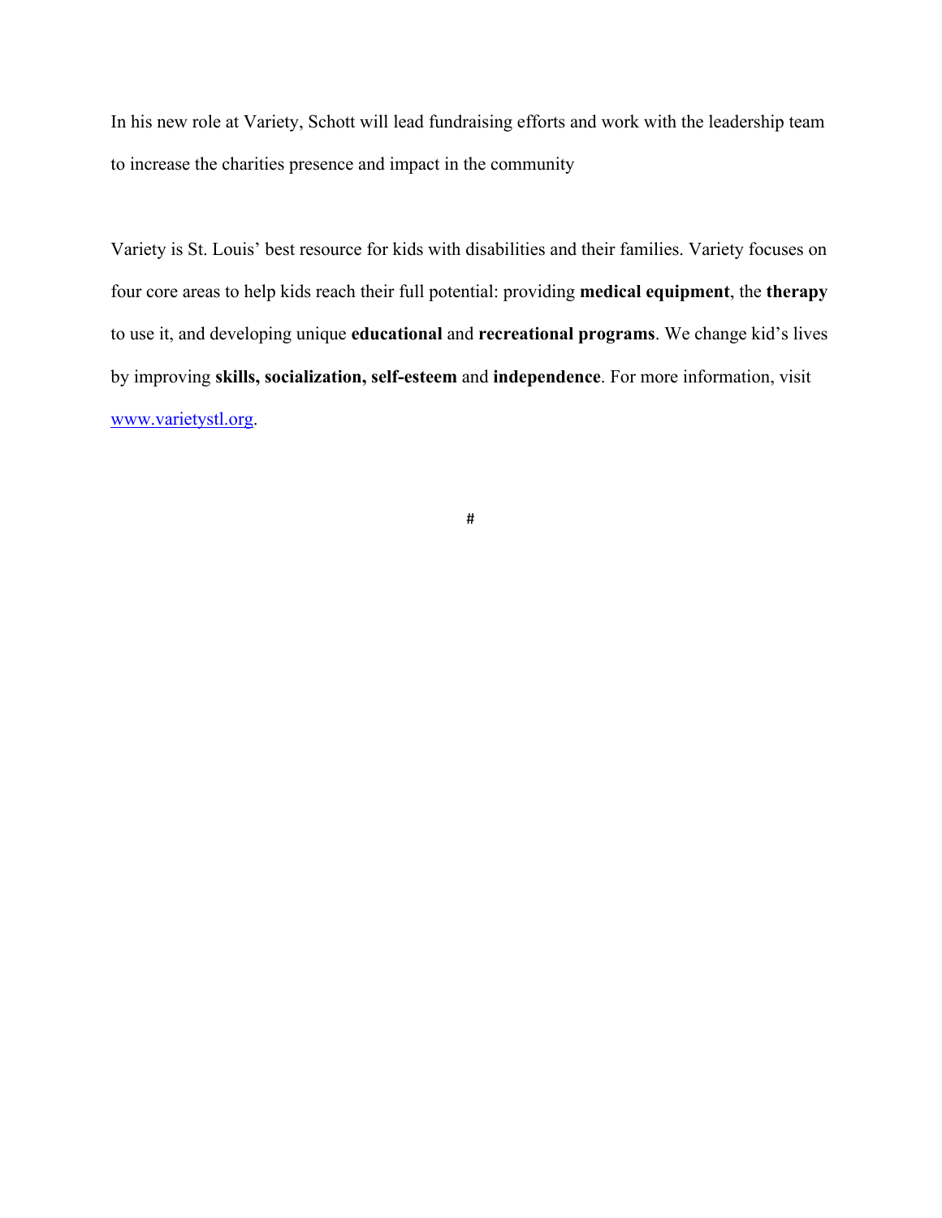In his new role at Variety, Schott will lead fundraising efforts and work with the leadership team to increase the charities presence and impact in the community

Variety is St. Louis' best resource for kids with disabilities and their families. Variety focuses on four core areas to help kids reach their full potential: providing **medical equipment**, the **therapy** to use it, and developing unique **educational** and **recreational programs**. We change kid's lives by improving **skills, socialization, self-esteem** and **independence**. For more information, visit www.varietystl.org.

#